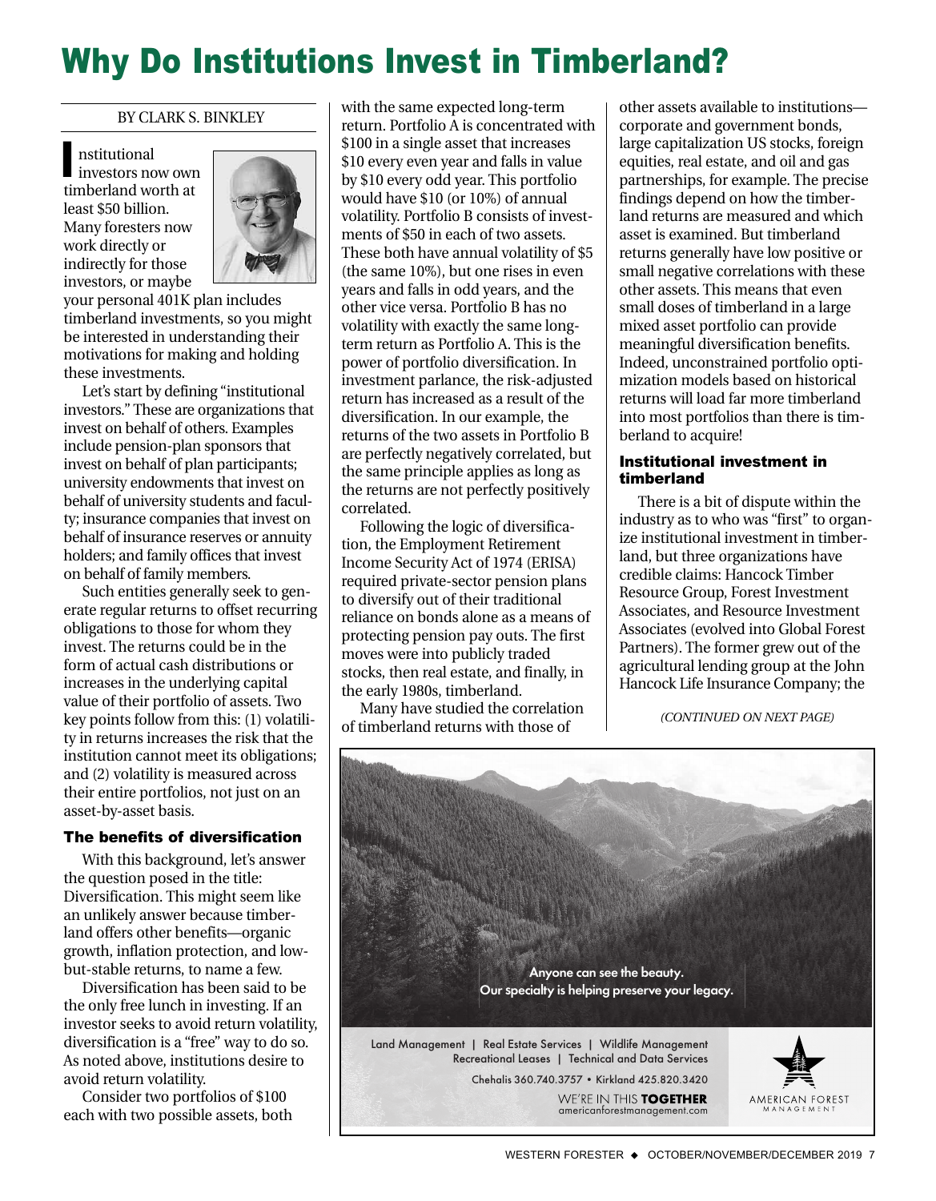# Why Do Institutions Invest in Timberland?

BY CLARK S. BINKLEY

Institutional investors now own timberland worth at least $50 billion. Many foresters now work directly or indirectly for those investors, or maybe your personal 401K plan includes timberland investments, so you might be interested in understanding their motivations for making and holding these investments.

Let's start by defining "institutional investors." These are organizations that invest on behalf of others. Examples include pension-plan sponsors that invest on behalf of plan participants; university endowments that invest on behalf of university students and faculty; insurance companies that invest on behalf of insurance reserves or annuity holders; and family offices that invest on behalf of family members.

Such entities generally seek to generate regular returns to offset recurring obligations to those for whom they invest. The returns could be in the form of actual cash distributions or increases in the underlying capital value of their portfolio of assets. Two key points follow from this: (1) volatility in returns increases the risk that the institution cannot meet its obligations; and (2) volatility is measured across their entire portfolios, not just on an asset-by-asset basis.

### The benefits of diversification

With this background, let's answer the question posed in the title: Diversification. This might seem like an unlikely answer because timberland offers other benefits—organic growth, inflation protection, and low-but-stable returns, to name a few.

Diversification has been said to be the only free lunch in investing. If an investor seeks to avoid return volatility, diversification is a "free" way to do so. As noted above, institutions desire to avoid return volatility.

Consider two portfolios of $100 each with two possible assets, both with the same expected long-term return. Portfolio A is concentrated with $100 in a single asset that increases $10 every even year and falls in value by $10 every odd year. This portfolio would have $10 (or 10%) of annual volatility. Portfolio B consists of investments of $50 in each of two assets. These both have annual volatility of $5 (the same 10%), but one rises in even years and falls in odd years, and the other vice versa. Portfolio B has no volatility with exactly the same long-term return as Portfolio A. This is the power of portfolio diversification. In investment parlance, the risk-adjusted return has increased as a result of the diversification. In our example, the returns of the two assets in Portfolio B are perfectly negatively correlated, but the same principle applies as long as the returns are not perfectly positively correlated.

Following the logic of diversification, the Employment Retirement Income Security Act of 1974 (ERISA) required private-sector pension plans to diversify out of their traditional reliance on bonds alone as a means of protecting pension pay outs. The first moves were into publicly traded stocks, then real estate, and finally, in the early 1980s, timberland.

Many have studied the correlation of timberland returns with those of other assets available to institutions—corporate and government bonds, large capitalization US stocks, foreign equities, real estate, and oil and gas partnerships, for example. The precise findings depend on how the timberland returns are measured and which asset is examined. But timberland returns generally have low positive or small negative correlations with these other assets. This means that even small doses of timberland in a large mixed asset portfolio can provide meaningful diversification benefits. Indeed, unconstrained portfolio optimization models based on historical returns will load far more timberland into most portfolios than there is timberland to acquire!

### Institutional investment in timberland

There is a bit of dispute within the industry as to who was "first" to organize institutional investment in timberland, but three organizations have credible claims: Hancock Timber Resource Group, Forest Investment Associates, and Resource Investment Associates (evolved into Global Forest Partners). The former grew out of the agricultural lending group at the John Hancock Life Insurance Company; the

*(CONTINUED ON NEXT PAGE)*

Anyone can see the beauty.
Our specialty is helping preserve your legacy.

Land Management | Real Estate Services | Wildlife Management
Recreational Leases | Technical and Data Services

Chehalis 360.740.3757 • Kirkland 425.820.3420

WE'RE IN THIS **TOGETHER**
americanforestmanagement.com

AMERICAN FOREST MANAGEMENT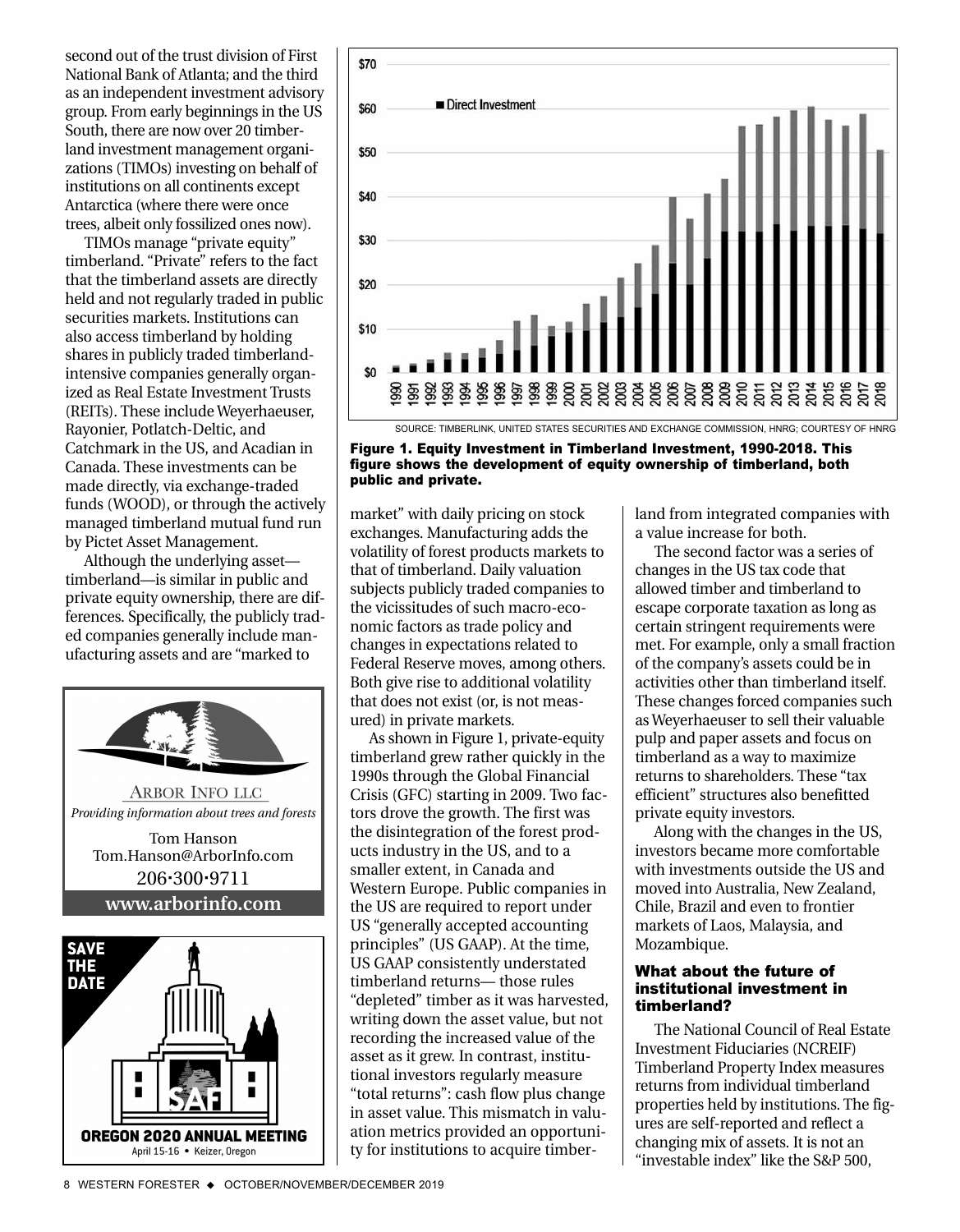second out of the trust division of First National Bank of Atlanta; and the third as an independent investment advisory group. From early beginnings in the US South, there are now over 20 timberland investment management organizations (TIMOs) investing on behalf of institutions on all continents except Antarctica (where there were once trees, albeit only fossilized ones now).

TIMOs manage "private equity" timberland. "Private" refers to the fact that the timberland assets are directly held and not regularly traded in public securities markets. Institutions can also access timberland by holding shares in publicly traded timberland-intensive companies generally organized as Real Estate Investment Trusts (REITs). These include Weyerhaeuser, Rayonier, Potlatch-Deltic, and Catchmark in the US, and Acadian in Canada. These investments can be made directly, via exchange-traded funds (WOOD), or through the actively managed timberland mutual fund run by Pictet Asset Management.

Although the underlying asset—timberland—is similar in public and private equity ownership, there are differences. Specifically, the publicly traded companies generally include manufacturing assets and are "marked to market" with daily pricing on stock exchanges. Manufacturing adds the volatility of forest products markets to that of timberland. Daily valuation subjects publicly traded companies to the vicissitudes of such macro-economic factors as trade policy and changes in expectations related to Federal Reserve moves, among others. Both give rise to additional volatility that does not exist (or, is not measured) in private markets.

SOURCE: TIMBERLINK, UNITED STATES SECURITIES AND EXCHANGE COMMISSION, HNRG; COURTESY OF HNRG

**Figure 1. Equity Investment in Timberland Investment, 1990-2018. This figure shows the development of equity ownership of timberland, both public and private.**

As shown in Figure 1, private-equity timberland grew rather quickly in the 1990s through the Global Financial Crisis (GFC) starting in 2009. Two factors drove the growth. The first was the disintegration of the forest products industry in the US, and to a smaller extent, in Canada and Western Europe. Public companies in the US are required to report under US "generally accepted accounting principles" (US GAAP). At the time, US GAAP consistently understated timberland returns— those rules "depleted" timber as it was harvested, writing down the asset value, but not recording the increased value of the asset as it grew. In contrast, institutional investors regularly measure "total returns": cash flow plus change in asset value. This mismatch in valuation metrics provided an opportunity for institutions to acquire timberland from integrated companies with a value increase for both.

The second factor was a series of changes in the US tax code that allowed timber and timberland to escape corporate taxation as long as certain stringent requirements were met. For example, only a small fraction of the company's assets could be in activities other than timberland itself. These changes forced companies such as Weyerhaeuser to sell their valuable pulp and paper assets and focus on timberland as a way to maximize returns to shareholders. These "tax efficient" structures also benefitted private equity investors.

Along with the changes in the US, investors became more comfortable with investments outside the US and moved into Australia, New Zealand, Chile, Brazil and even to frontier markets of Laos, Malaysia, and Mozambique.

### What about the future of institutional investment in timberland?

The National Council of Real Estate Investment Fiduciaries (NCREIF) Timberland Property Index measures returns from individual timberland properties held by institutions. The figures are self-reported and reflect a changing mix of assets. It is not an "investable index" like the S&P 500,

ARBOR INFO LLC
*Providing information about trees and forests*
Tom Hanson
Tom.Hanson@ArborInfo.com
206•300•9711
**www.arborinfo.com**

**SAVE THE DATE**
**OREGON 2020 ANNUAL MEETING**
April 15-16 • Keizer, Oregon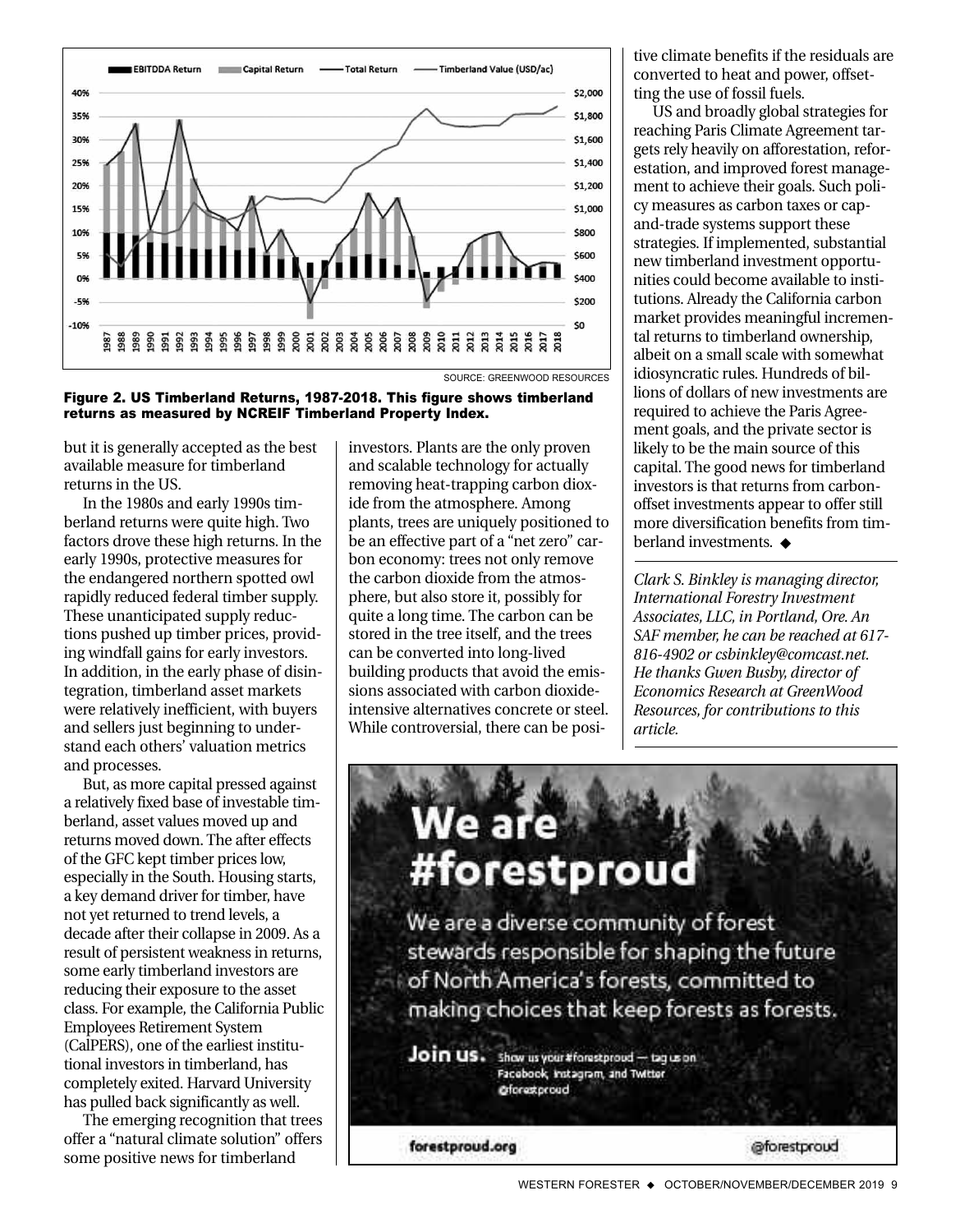EBITDDA Return
Capital Return
Total Return
Timberland Value (USD/ac)

40%
35%
30%
25%
20%
15%
10%
5%
0%
-5%
-10%

$2,000
$1,800
$1,600
$1,400
$1,200
$1,000
$800
$600
$400
$200
$0

1987 1988 1989 1990 1991 1992 1993 1994 1995 1996 1997 1998 1999 2000 2001 2002 2003 2004 2005 2006 2007 2008 2009 2010 2011 2012 2013 2014 2015 2016 2017 2018

SOURCE: GREENWOOD RESOURCES

**Figure 2. US Timberland Returns, 1987-2018. This figure shows timberland returns as measured by NCREIF Timberland Property Index.**

but it is generally accepted as the best available measure for timberland returns in the US.

In the 1980s and early 1990s timberland returns were quite high. Two factors drove these high returns. In the early 1990s, protective measures for the endangered northern spotted owl rapidly reduced federal timber supply. These unanticipated supply reductions pushed up timber prices, providing windfall gains for early investors. In addition, in the early phase of disintegration, timberland asset markets were relatively inefficient, with buyers and sellers just beginning to understand each others' valuation metrics and processes.

But, as more capital pressed against a relatively fixed base of investable timberland, asset values moved up and returns moved down. The after effects of the GFC kept timber prices low, especially in the South. Housing starts, a key demand driver for timber, have not yet returned to trend levels, a decade after their collapse in 2009. As a result of persistent weakness in returns, some early timberland investors are reducing their exposure to the asset class. For example, the California Public Employees Retirement System (CalPERS), one of the earliest institutional investors in timberland, has completely exited. Harvard University has pulled back significantly as well.

The emerging recognition that trees offer a "natural climate solution" offers some positive news for timberland investors. Plants are the only proven and scalable technology for actually removing heat-trapping carbon dioxide from the atmosphere. Among plants, trees are uniquely positioned to be an effective part of a "net zero" carbon economy: trees not only remove the carbon dioxide from the atmosphere, but also store it, possibly for quite a long time. The carbon can be stored in the tree itself, and the trees can be converted into long-lived building products that avoid the emissions associated with carbon dioxide-intensive alternatives concrete or steel. While controversial, there can be positive climate benefits if the residuals are converted to heat and power, offsetting the use of fossil fuels.

US and broadly global strategies for reaching Paris Climate Agreement targets rely heavily on afforestation, reforestation, and improved forest management to achieve their goals. Such policy measures as carbon taxes or cap-and-trade systems support these strategies. If implemented, substantial new timberland investment opportunities could become available to institutions. Already the California carbon market provides meaningful incremental returns to timberland ownership, albeit on a small scale with somewhat idiosyncratic rules. Hundreds of billions of dollars of new investments are required to achieve the Paris Agreement goals, and the private sector is likely to be the main source of this capital. The good news for timberland investors is that returns from carbon-offset investments appear to offer still more diversification benefits from timberland investments. ◆

*Clark S. Binkley is managing director, International Forestry Investment Associates, LLC, in Portland, Ore. An SAF member, he can be reached at 617-816-4902 or csbinkley@comcast.net. He thanks Gwen Busby, director of Economics Research at GreenWood Resources, for contributions to this article.*

**We are #forestproud**

We are a diverse community of forest stewards responsible for shaping the future of North America's forests, committed to making choices that keep forests as forests.

**Join us.** Show us your #forestproud — tag us on Facebook, Instagram, and Twitter @forestproud

forestproud.org

@forestproud